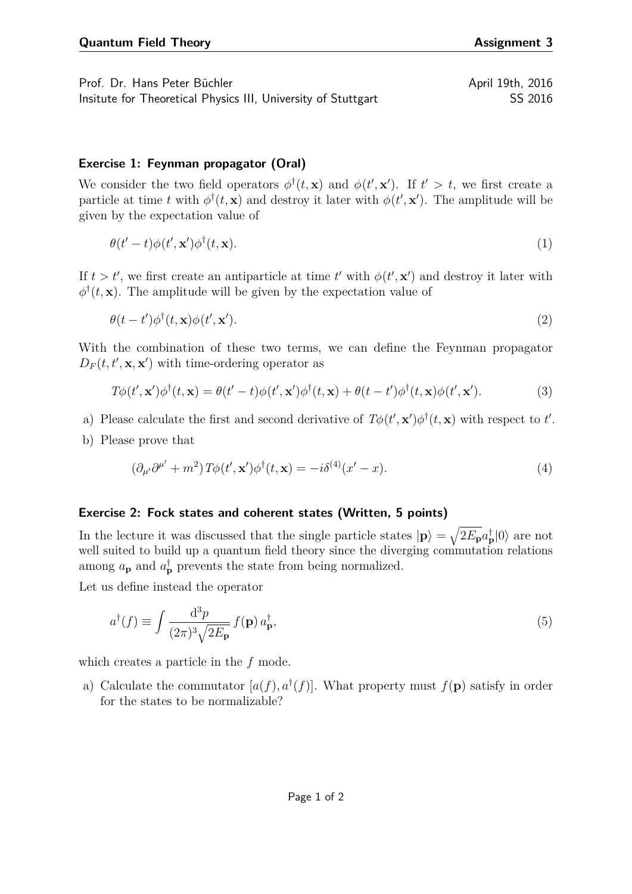**Quantum Field Theory** **Assignment 3**

Prof. Dr. Hans Peter Büchler April 19th, 2016
Insitute for Theoretical Physics III, University of Stuttgart SS 2016

### Exercise 1: Feynman propagator (Oral)

We consider the two field operators $\phi^\dagger(t, \mathbf{x})$ and $\phi(t', \mathbf{x}')$. If $t' > t$, we first create a particle at time $t$ with $\phi^\dagger(t, \mathbf{x})$ and destroy it later with $\phi(t', \mathbf{x}')$. The amplitude will be given by the expectation value of

$$\theta(t' - t)\phi(t', \mathbf{x}')\phi^\dagger(t, \mathbf{x}). \tag{1}$$

If $t > t'$, we first create an antiparticle at time $t'$ with $\phi(t', \mathbf{x}')$ and destroy it later with $\phi^\dagger(t, \mathbf{x})$. The amplitude will be given by the expectation value of

$$\theta(t - t')\phi^\dagger(t, \mathbf{x})\phi(t', \mathbf{x}'). \tag{2}$$

With the combination of these two terms, we can define the Feynman propagator $D_F(t, t', \mathbf{x}, \mathbf{x}')$ with time-ordering operator as

$$T\phi(t', \mathbf{x}')\phi^\dagger(t, \mathbf{x}) = \theta(t' - t)\phi(t', \mathbf{x}')\phi^\dagger(t, \mathbf{x}) + \theta(t - t')\phi^\dagger(t, \mathbf{x})\phi(t', \mathbf{x}'). \tag{3}$$

a) Please calculate the first and second derivative of $T\phi(t', \mathbf{x}')\phi^\dagger(t, \mathbf{x})$ with respect to $t'$.

b) Please prove that

$$(\partial_{\mu'}\partial^{\mu'} + m^2)\, T\phi(t', \mathbf{x}')\phi^\dagger(t, \mathbf{x}) = -i\delta^{(4)}(x' - x). \tag{4}$$

### Exercise 2: Fock states and coherent states (Written, 5 points)

In the lecture it was discussed that the single particle states $|\mathbf{p}\rangle = \sqrt{2E_\mathbf{p}}a^\dagger_\mathbf{p}|0\rangle$ are not well suited to build up a quantum field theory since the diverging commutation relations among $a_\mathbf{p}$ and $a^\dagger_\mathbf{p}$ prevents the state from being normalized.

Let us define instead the operator

$$a^\dagger(f) \equiv \int \frac{\mathrm{d}^3 p}{(2\pi)^3\sqrt{2E_\mathbf{p}}}\, f(\mathbf{p})\, a^\dagger_\mathbf{p}, \tag{5}$$

which creates a particle in the $f$ mode.

a) Calculate the commutator $[a(f), a^\dagger(f)]$. What property must $f(\mathbf{p})$ satisfy in order for the states to be normalizable?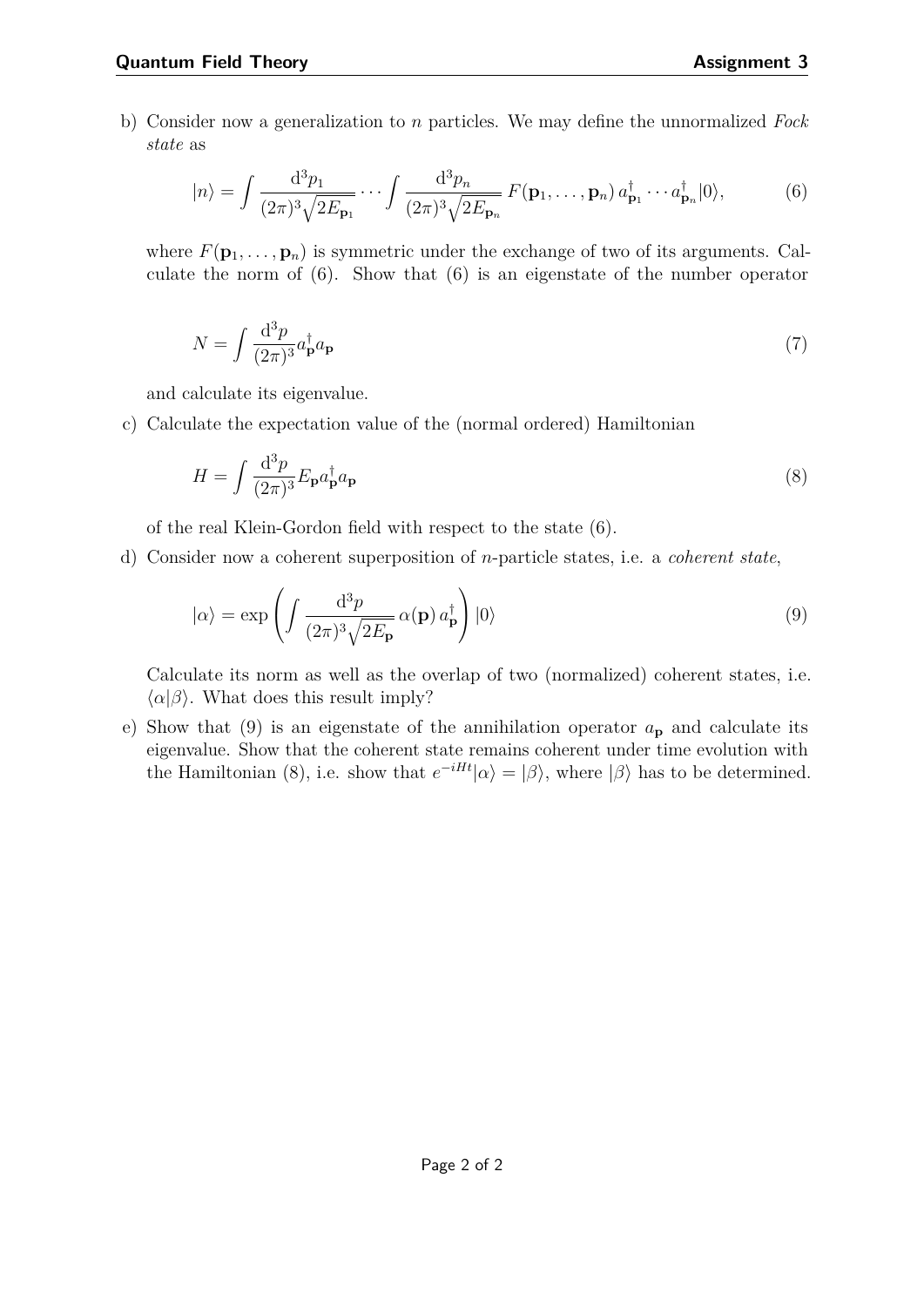b) Consider now a generalization to $n$ particles. We may define the unnormalized *Fock state* as

$$|n\rangle = \int \frac{\mathrm{d}^3 p_1}{(2\pi)^3 \sqrt{2E_{\mathbf{p}_1}}} \cdots \int \frac{\mathrm{d}^3 p_n}{(2\pi)^3 \sqrt{2E_{\mathbf{p}_n}}} \, F(\mathbf{p}_1, \ldots, \mathbf{p}_n) \, a^\dagger_{\mathbf{p}_1} \cdots a^\dagger_{\mathbf{p}_n} |0\rangle, \tag{6}$$

where $F(\mathbf{p}_1, \ldots, \mathbf{p}_n)$ is symmetric under the exchange of two of its arguments. Calculate the norm of (6). Show that (6) is an eigenstate of the number operator

$$N = \int \frac{\mathrm{d}^3 p}{(2\pi)^3} a^\dagger_{\mathbf{p}} a_{\mathbf{p}} \tag{7}$$

and calculate its eigenvalue.

c) Calculate the expectation value of the (normal ordered) Hamiltonian

$$H = \int \frac{\mathrm{d}^3 p}{(2\pi)^3} E_{\mathbf{p}} a^\dagger_{\mathbf{p}} a_{\mathbf{p}} \tag{8}$$

of the real Klein-Gordon field with respect to the state (6).

d) Consider now a coherent superposition of $n$-particle states, i.e. a *coherent state*,

$$|\alpha\rangle = \exp\left( \int \frac{\mathrm{d}^3 p}{(2\pi)^3 \sqrt{2E_{\mathbf{p}}}} \, \alpha(\mathbf{p}) \, a^\dagger_{\mathbf{p}} \right) |0\rangle \tag{9}$$

Calculate its norm as well as the overlap of two (normalized) coherent states, i.e. $\langle \alpha | \beta \rangle$. What does this result imply?

e) Show that (9) is an eigenstate of the annihilation operator $a_{\mathbf{p}}$ and calculate its eigenvalue. Show that the coherent state remains coherent under time evolution with the Hamiltonian (8), i.e. show that $e^{-iHt}|\alpha\rangle = |\beta\rangle$, where $|\beta\rangle$ has to be determined.